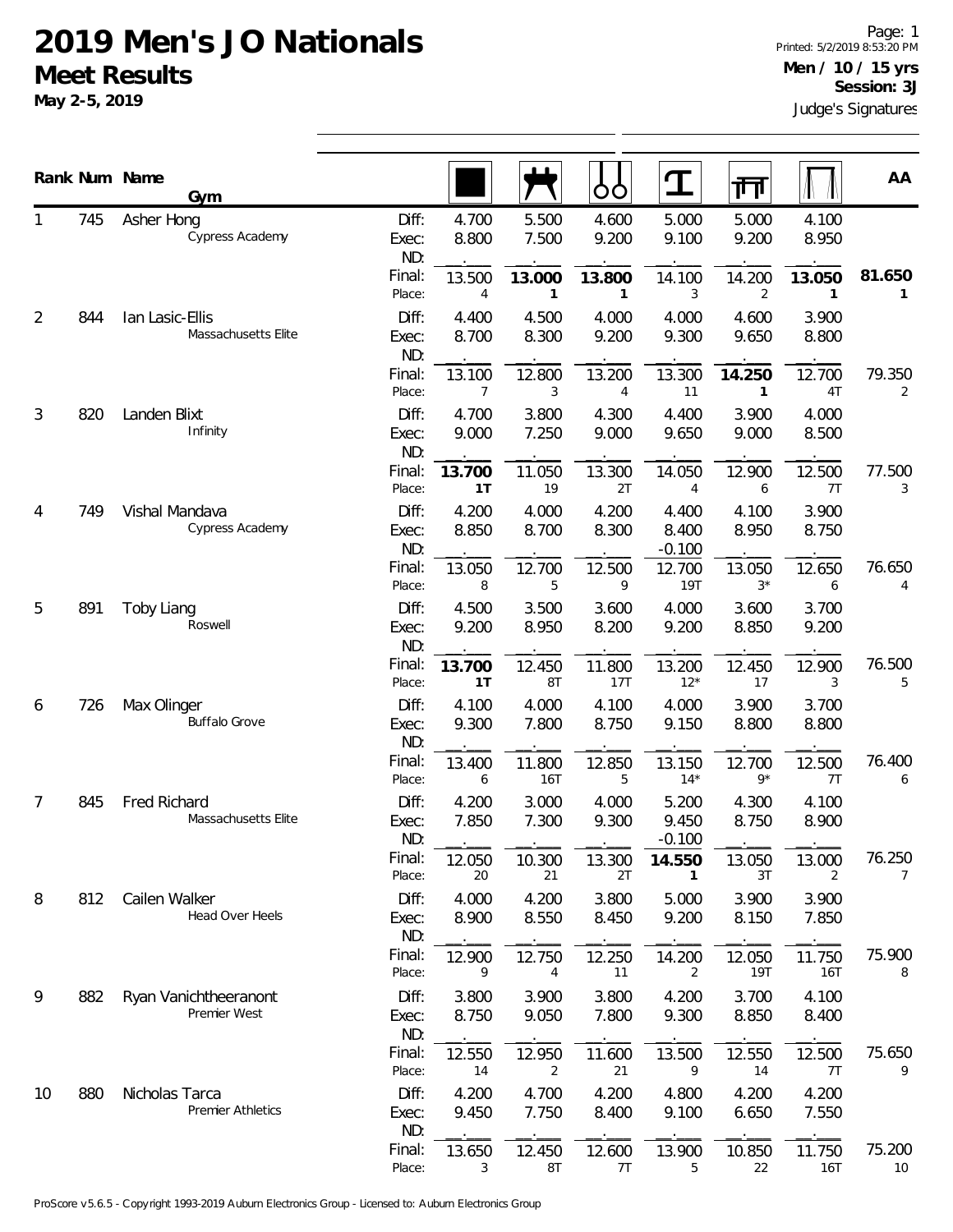# 2019 Men's JO Nationals

## Meet Results

**May 2-5, 2019**

Page: 1
Printed: 5/2/2019 8:53:20 PM
**Men / 10 / 15 yrs**
**Session: 3J**
Judge's Signatures

| Rank | Num | Name / Gym | | Floor | Pommel Horse | Rings | Vault | Parallel Bars | High Bar | AA |
|---|---|---|---|---|---|---|---|---|---|---|
| 1 | 745 | Asher Hong<br>Cypress Academy | Diff: | 4.700 | 5.500 | 4.600 | 5.000 | 5.000 | 4.100 | |
| | | | Exec: | 8.800 | 7.500 | 9.200 | 9.100 | 9.200 | 8.950 | |
| | | | ND: | | | | | | | |
| | | | Final: | 13.500 | **13.000** | **13.800** | 14.100 | 14.200 | **13.050** | **81.650** |
| | | | Place: | 4 | **1** | **1** | 3 | 2 | **1** | **1** |
| 2 | 844 | Ian Lasic-Ellis<br>Massachusetts Elite | Diff: | 4.400 | 4.500 | 4.000 | 4.000 | 4.600 | 3.900 | |
| | | | Exec: | 8.700 | 8.300 | 9.200 | 9.300 | 9.650 | 8.800 | |
| | | | ND: | | | | | | | |
| | | | Final: | 13.100 | 12.800 | 13.200 | 13.300 | **14.250** | 12.700 | 79.350 |
| | | | Place: | 7 | 3 | 4 | 11 | **1** | 4T | 2 |
| 3 | 820 | Landen Blixt<br>Infinity | Diff: | 4.700 | 3.800 | 4.300 | 4.400 | 3.900 | 4.000 | |
| | | | Exec: | 9.000 | 7.250 | 9.000 | 9.650 | 9.000 | 8.500 | |
| | | | ND: | | | | | | | |
| | | | Final: | **13.700** | 11.050 | 13.300 | 14.050 | 12.900 | 12.500 | 77.500 |
| | | | Place: | **1T** | 19 | 2T | 4 | 6 | 7T | 3 |
| 4 | 749 | Vishal Mandava<br>Cypress Academy | Diff: | 4.200 | 4.000 | 4.200 | 4.400 | 4.100 | 3.900 | |
| | | | Exec: | 8.850 | 8.700 | 8.300 | 8.400 | 8.950 | 8.750 | |
| | | | ND: | | | | -0.100 | | | |
| | | | Final: | 13.050 | 12.700 | 12.500 | 12.700 | 13.050 | 12.650 | 76.650 |
| | | | Place: | 8 | 5 | 9 | 19T | 3* | 6 | 4 |
| 5 | 891 | Toby Liang<br>Roswell | Diff: | 4.500 | 3.500 | 3.600 | 4.000 | 3.600 | 3.700 | |
| | | | Exec: | 9.200 | 8.950 | 8.200 | 9.200 | 8.850 | 9.200 | |
| | | | ND: | | | | | | | |
| | | | Final: | **13.700** | 12.450 | 11.800 | 13.200 | 12.450 | 12.900 | 76.500 |
| | | | Place: | **1T** | 8T | 17T | 12* | 17 | 3 | 5 |
| 6 | 726 | Max Olinger<br>Buffalo Grove | Diff: | 4.100 | 4.000 | 4.100 | 4.000 | 3.900 | 3.700 | |
| | | | Exec: | 9.300 | 7.800 | 8.750 | 9.150 | 8.800 | 8.800 | |
| | | | ND: | | | | | | | |
| | | | Final: | 13.400 | 11.800 | 12.850 | 13.150 | 12.700 | 12.500 | 76.400 |
| | | | Place: | 6 | 16T | 5 | 14* | 9* | 7T | 6 |
| 7 | 845 | Fred Richard<br>Massachusetts Elite | Diff: | 4.200 | 3.000 | 4.000 | 5.200 | 4.300 | 4.100 | |
| | | | Exec: | 7.850 | 7.300 | 9.300 | 9.450 | 8.750 | 8.900 | |
| | | | ND: | | | | -0.100 | | | |
| | | | Final: | 12.050 | 10.300 | 13.300 | **14.550** | 13.050 | 13.000 | 76.250 |
| | | | Place: | 20 | 21 | 2T | **1** | 3T | 2 | 7 |
| 8 | 812 | Cailen Walker<br>Head Over Heels | Diff: | 4.000 | 4.200 | 3.800 | 5.000 | 3.900 | 3.900 | |
| | | | Exec: | 8.900 | 8.550 | 8.450 | 9.200 | 8.150 | 7.850 | |
| | | | ND: | | | | | | | |
| | | | Final: | 12.900 | 12.750 | 12.250 | 14.200 | 12.050 | 11.750 | 75.900 |
| | | | Place: | 9 | 4 | 11 | 2 | 19T | 16T | 8 |
| 9 | 882 | Ryan Vanichtheeranont<br>Premier West | Diff: | 3.800 | 3.900 | 3.800 | 4.200 | 3.700 | 4.100 | |
| | | | Exec: | 8.750 | 9.050 | 7.800 | 9.300 | 8.850 | 8.400 | |
| | | | ND: | | | | | | | |
| | | | Final: | 12.550 | 12.950 | 11.600 | 13.500 | 12.550 | 12.500 | 75.650 |
| | | | Place: | 14 | 2 | 21 | 9 | 14 | 7T | 9 |
| 10 | 880 | Nicholas Tarca<br>Premier Athletics | Diff: | 4.200 | 4.700 | 4.200 | 4.800 | 4.200 | 4.200 | |
| | | | Exec: | 9.450 | 7.750 | 8.400 | 9.100 | 6.650 | 7.550 | |
| | | | ND: | | | | | | | |
| | | | Final: | 13.650 | 12.450 | 12.600 | 13.900 | 10.850 | 11.750 | 75.200 |
| | | | Place: | 3 | 8T | 7T | 5 | 22 | 16T | 10 |

ProScore v5.6.5 - Copyright 1993-2019 Auburn Electronics Group - Licensed to: Auburn Electronics Group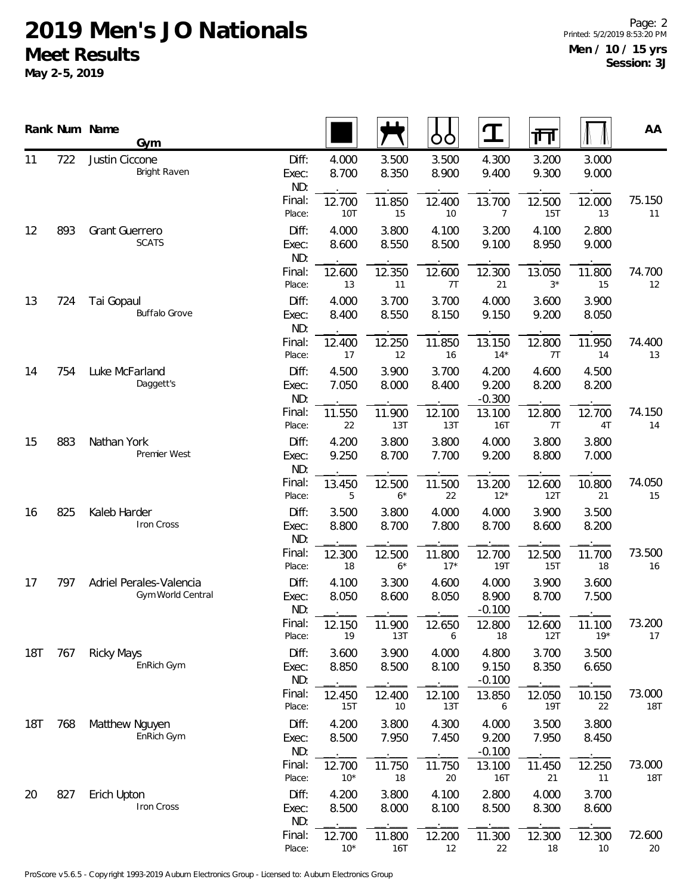# 2019 Men's JO Nationals

## Meet Results

**May 2-5, 2019**

**Men / 10 / 15 yrs**
**Session: 3J**

| Rank | Num | Name / Gym | | Floor | Pommel Horse | Rings | Vault | Parallel Bars | High Bar | AA |
|---|---|---|---|---|---|---|---|---|---|---|
| 11 | 722 | Justin Ciccone / Bright Raven | Diff: | 4.000 | 3.500 | 3.500 | 4.300 | 3.200 | 3.000 | |
| | | | Exec: | 8.700 | 8.350 | 8.900 | 9.400 | 9.300 | 9.000 | |
| | | | ND: | | | | | | | |
| | | | Final: | 12.700 | 11.850 | 12.400 | 13.700 | 12.500 | 12.000 | 75.150 |
| | | | Place: | 10T | 15 | 10 | 7 | 15T | 13 | 11 |
| 12 | 893 | Grant Guerrero / SCATS | Diff: | 4.000 | 3.800 | 4.100 | 3.200 | 4.100 | 2.800 | |
| | | | Exec: | 8.600 | 8.550 | 8.500 | 9.100 | 8.950 | 9.000 | |
| | | | ND: | | | | | | | |
| | | | Final: | 12.600 | 12.350 | 12.600 | 12.300 | 13.050 | 11.800 | 74.700 |
| | | | Place: | 13 | 11 | 7T | 21 | 3* | 15 | 12 |
| 13 | 724 | Tai Gopaul / Buffalo Grove | Diff: | 4.000 | 3.700 | 3.700 | 4.000 | 3.600 | 3.900 | |
| | | | Exec: | 8.400 | 8.550 | 8.150 | 9.150 | 9.200 | 8.050 | |
| | | | ND: | | | | | | | |
| | | | Final: | 12.400 | 12.250 | 11.850 | 13.150 | 12.800 | 11.950 | 74.400 |
| | | | Place: | 17 | 12 | 16 | 14* | 7T | 14 | 13 |
| 14 | 754 | Luke McFarland / Daggett's | Diff: | 4.500 | 3.900 | 3.700 | 4.200 | 4.600 | 4.500 | |
| | | | Exec: | 7.050 | 8.000 | 8.400 | 9.200 | 8.200 | 8.200 | |
| | | | ND: | | | | -0.300 | | | |
| | | | Final: | 11.550 | 11.900 | 12.100 | 13.100 | 12.800 | 12.700 | 74.150 |
| | | | Place: | 22 | 13T | 13T | 16T | 7T | 4T | 14 |
| 15 | 883 | Nathan York / Premier West | Diff: | 4.200 | 3.800 | 3.800 | 4.000 | 3.800 | 3.800 | |
| | | | Exec: | 9.250 | 8.700 | 7.700 | 9.200 | 8.800 | 7.000 | |
| | | | ND: | | | | | | | |
| | | | Final: | 13.450 | 12.500 | 11.500 | 13.200 | 12.600 | 10.800 | 74.050 |
| | | | Place: | 5 | 6* | 22 | 12* | 12T | 21 | 15 |
| 16 | 825 | Kaleb Harder / Iron Cross | Diff: | 3.500 | 3.800 | 4.000 | 4.000 | 3.900 | 3.500 | |
| | | | Exec: | 8.800 | 8.700 | 7.800 | 8.700 | 8.600 | 8.200 | |
| | | | ND: | | | | | | | |
| | | | Final: | 12.300 | 12.500 | 11.800 | 12.700 | 12.500 | 11.700 | 73.500 |
| | | | Place: | 18 | 6* | 17* | 19T | 15T | 18 | 16 |
| 17 | 797 | Adriel Perales-Valencia / Gym World Central | Diff: | 4.100 | 3.300 | 4.600 | 4.000 | 3.900 | 3.600 | |
| | | | Exec: | 8.050 | 8.600 | 8.050 | 8.900 | 8.700 | 7.500 | |
| | | | ND: | | | | -0.100 | | | |
| | | | Final: | 12.150 | 11.900 | 12.650 | 12.800 | 12.600 | 11.100 | 73.200 |
| | | | Place: | 19 | 13T | 6 | 18 | 12T | 19* | 17 |
| 18T | 767 | Ricky Mays / EnRich Gym | Diff: | 3.600 | 3.900 | 4.000 | 4.800 | 3.700 | 3.500 | |
| | | | Exec: | 8.850 | 8.500 | 8.100 | 9.150 | 8.350 | 6.650 | |
| | | | ND: | | | | -0.100 | | | |
| | | | Final: | 12.450 | 12.400 | 12.100 | 13.850 | 12.050 | 10.150 | 73.000 |
| | | | Place: | 15T | 10 | 13T | 6 | 19T | 22 | 18T |
| 18T | 768 | Matthew Nguyen / EnRich Gym | Diff: | 4.200 | 3.800 | 4.300 | 4.000 | 3.500 | 3.800 | |
| | | | Exec: | 8.500 | 7.950 | 7.450 | 9.200 | 7.950 | 8.450 | |
| | | | ND: | | | | -0.100 | | | |
| | | | Final: | 12.700 | 11.750 | 11.750 | 13.100 | 11.450 | 12.250 | 73.000 |
| | | | Place: | 10* | 18 | 20 | 16T | 21 | 11 | 18T |
| 20 | 827 | Erich Upton / Iron Cross | Diff: | 4.200 | 3.800 | 4.100 | 2.800 | 4.000 | 3.700 | |
| | | | Exec: | 8.500 | 8.000 | 8.100 | 8.500 | 8.300 | 8.600 | |
| | | | ND: | | | | | | | |
| | | | Final: | 12.700 | 11.800 | 12.200 | 11.300 | 12.300 | 12.300 | 72.600 |
| | | | Place: | 10* | 16T | 12 | 22 | 18 | 10 | 20 |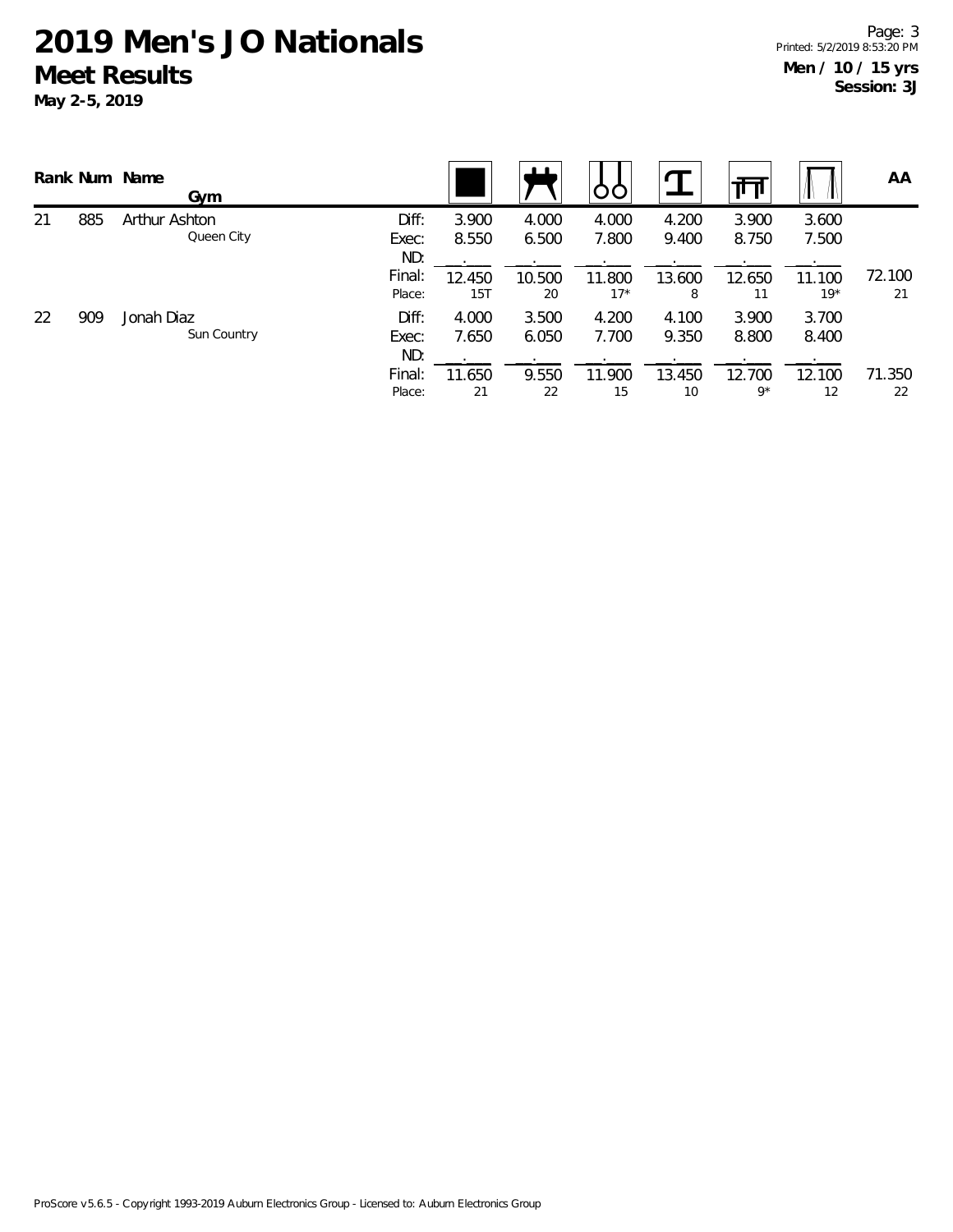# 2019 Men's JO Nationals

## Meet Results

**May 2-5, 2019**

**Men / 10 / 15 yrs**
**Session: 3J**

| Rank | Num | Name / Gym | | Floor | Pommel Horse | Rings | Vault | Parallel Bars | High Bar | AA |
|---|---|---|---|---|---|---|---|---|---|---|
| 21 | 885 | Arthur Ashton | Diff: | 3.900 | 4.000 | 4.000 | 4.200 | 3.900 | 3.600 | |
| | | Queen City | Exec: | 8.550 | 6.500 | 7.800 | 9.400 | 8.750 | 7.500 | |
| | | | ND: | . | . | . | . | . | . | |
| | | | Final: | 12.450 | 10.500 | 11.800 | 13.600 | 12.650 | 11.100 | 72.100 |
| | | | Place: | 15T | 20 | 17* | 8 | 11 | 19* | 21 |
| 22 | 909 | Jonah Diaz | Diff: | 4.000 | 3.500 | 4.200 | 4.100 | 3.900 | 3.700 | |
| | | Sun Country | Exec: | 7.650 | 6.050 | 7.700 | 9.350 | 8.800 | 8.400 | |
| | | | ND: | . | . | . | . | . | . | |
| | | | Final: | 11.650 | 9.550 | 11.900 | 13.450 | 12.700 | 12.100 | 71.350 |
| | | | Place: | 21 | 22 | 15 | 10 | 9* | 12 | 22 |

ProScore v5.6.5 - Copyright 1993-2019 Auburn Electronics Group - Licensed to: Auburn Electronics Group